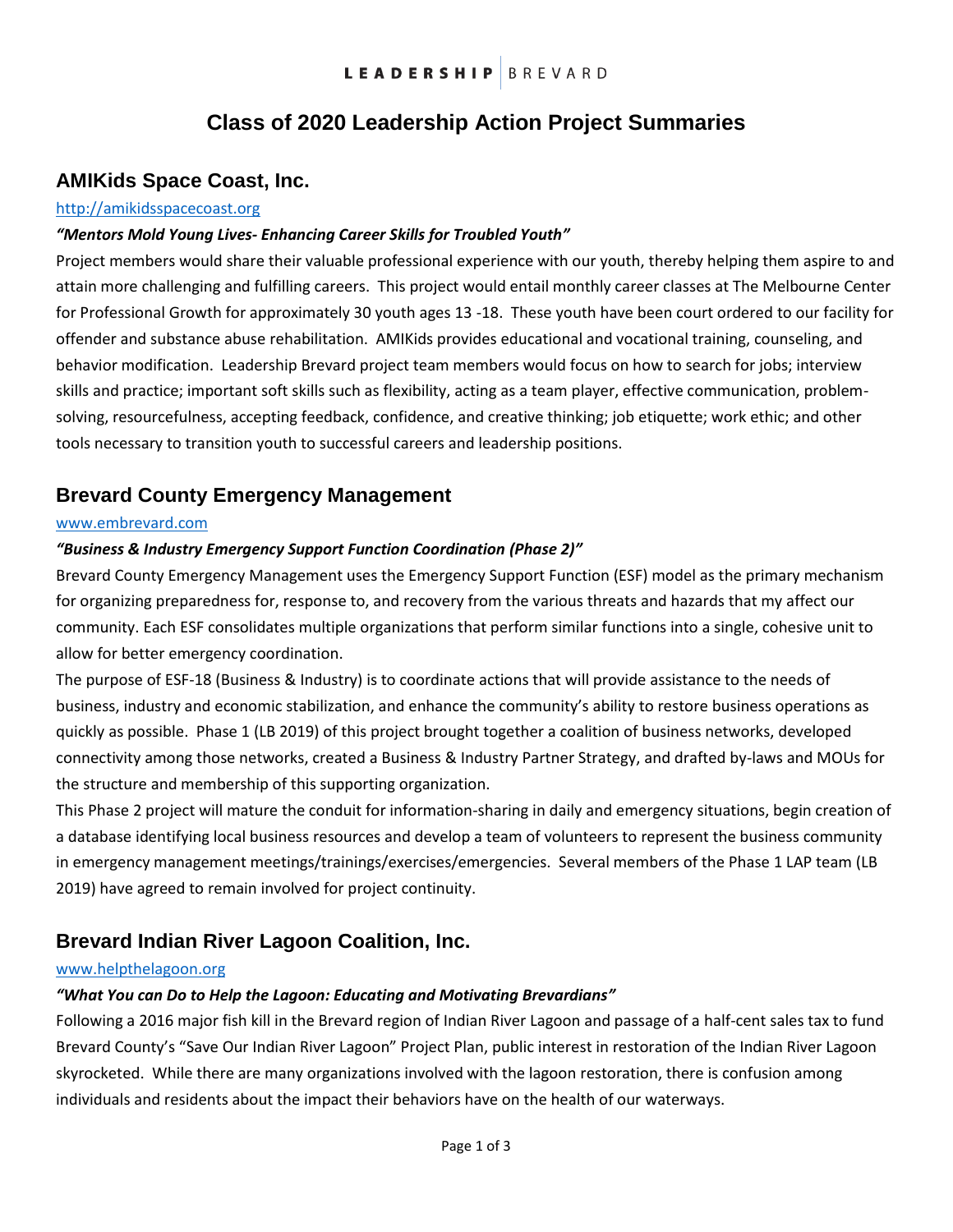LEADERSHIP | BREVARD

# Class of 2020 Leadership Action Project Summaries

## AMIKids Space Coast, Inc.

http://amikidsspacecoast.org

***"Mentors Mold Young Lives- Enhancing Career Skills for Troubled Youth"***

Project members would share their valuable professional experience with our youth, thereby helping them aspire to and attain more challenging and fulfilling careers. This project would entail monthly career classes at The Melbourne Center for Professional Growth for approximately 30 youth ages 13 -18. These youth have been court ordered to our facility for offender and substance abuse rehabilitation. AMIKids provides educational and vocational training, counseling, and behavior modification. Leadership Brevard project team members would focus on how to search for jobs; interview skills and practice; important soft skills such as flexibility, acting as a team player, effective communication, problem-solving, resourcefulness, accepting feedback, confidence, and creative thinking; job etiquette; work ethic; and other tools necessary to transition youth to successful careers and leadership positions.

## Brevard County Emergency Management

www.embrevard.com

***"Business & Industry Emergency Support Function Coordination (Phase 2)"***

Brevard County Emergency Management uses the Emergency Support Function (ESF) model as the primary mechanism for organizing preparedness for, response to, and recovery from the various threats and hazards that my affect our community. Each ESF consolidates multiple organizations that perform similar functions into a single, cohesive unit to allow for better emergency coordination.

The purpose of ESF-18 (Business & Industry) is to coordinate actions that will provide assistance to the needs of business, industry and economic stabilization, and enhance the community's ability to restore business operations as quickly as possible. Phase 1 (LB 2019) of this project brought together a coalition of business networks, developed connectivity among those networks, created a Business & Industry Partner Strategy, and drafted by-laws and MOUs for the structure and membership of this supporting organization.

This Phase 2 project will mature the conduit for information-sharing in daily and emergency situations, begin creation of a database identifying local business resources and develop a team of volunteers to represent the business community in emergency management meetings/trainings/exercises/emergencies. Several members of the Phase 1 LAP team (LB 2019) have agreed to remain involved for project continuity.

## Brevard Indian River Lagoon Coalition, Inc.

www.helpthelagoon.org

***"What You can Do to Help the Lagoon: Educating and Motivating Brevardians"***

Following a 2016 major fish kill in the Brevard region of Indian River Lagoon and passage of a half-cent sales tax to fund Brevard County's "Save Our Indian River Lagoon" Project Plan, public interest in restoration of the Indian River Lagoon skyrocketed. While there are many organizations involved with the lagoon restoration, there is confusion among individuals and residents about the impact their behaviors have on the health of our waterways.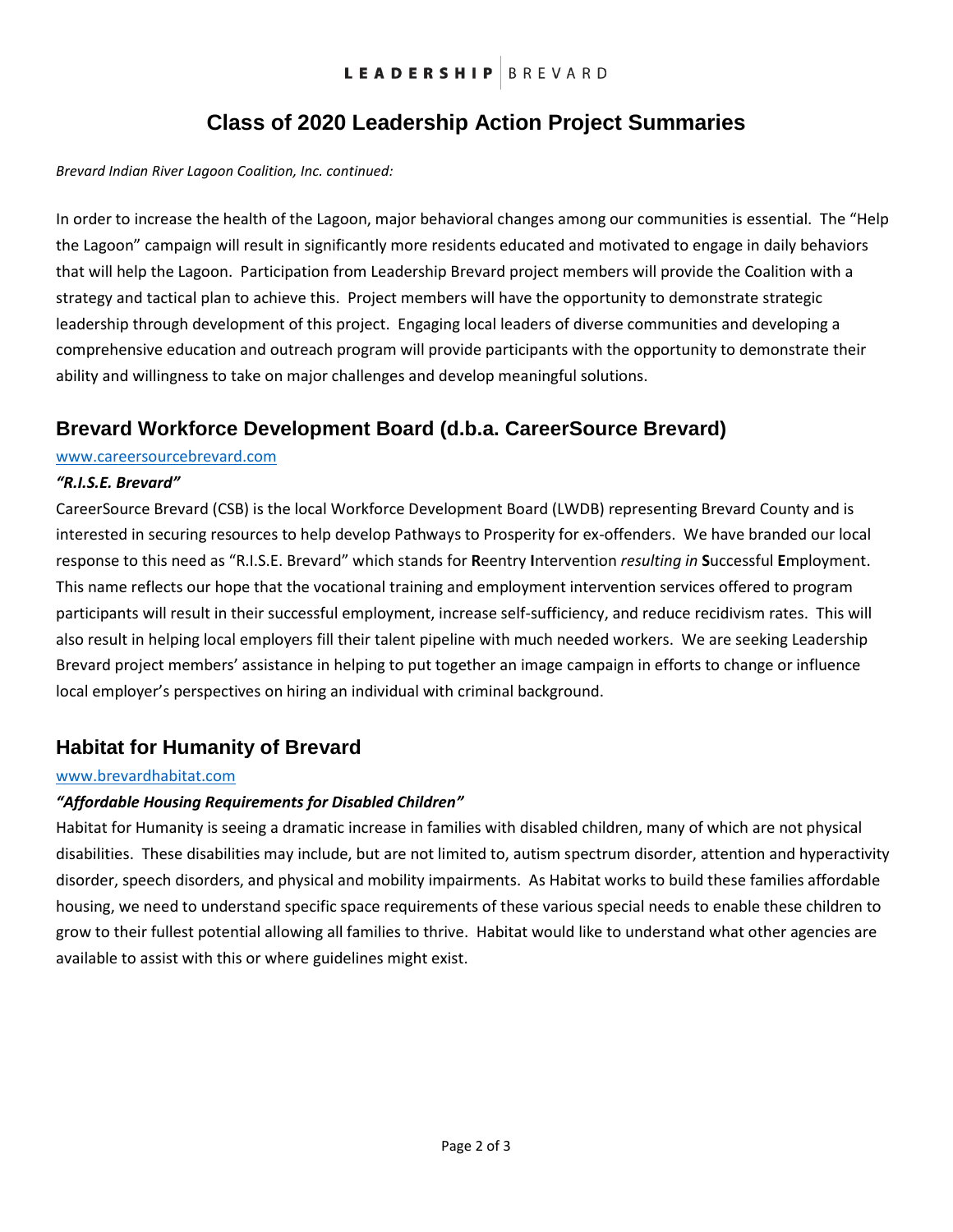*Brevard Indian River Lagoon Coalition, Inc. continued:*

In order to increase the health of the Lagoon, major behavioral changes among our communities is essential. The "Help the Lagoon" campaign will result in significantly more residents educated and motivated to engage in daily behaviors that will help the Lagoon. Participation from Leadership Brevard project members will provide the Coalition with a strategy and tactical plan to achieve this. Project members will have the opportunity to demonstrate strategic leadership through development of this project. Engaging local leaders of diverse communities and developing a comprehensive education and outreach program will provide participants with the opportunity to demonstrate their ability and willingness to take on major challenges and develop meaningful solutions.

## Brevard Workforce Development Board (d.b.a. CareerSource Brevard)

www.careersourcebrevard.com

***"R.I.S.E. Brevard"***

CareerSource Brevard (CSB) is the local Workforce Development Board (LWDB) representing Brevard County and is interested in securing resources to help develop Pathways to Prosperity for ex-offenders. We have branded our local response to this need as "R.I.S.E. Brevard" which stands for **R**eentry **I**ntervention *resulting in* **S**uccessful **E**mployment. This name reflects our hope that the vocational training and employment intervention services offered to program participants will result in their successful employment, increase self-sufficiency, and reduce recidivism rates. This will also result in helping local employers fill their talent pipeline with much needed workers. We are seeking Leadership Brevard project members' assistance in helping to put together an image campaign in efforts to change or influence local employer's perspectives on hiring an individual with criminal background.

## Habitat for Humanity of Brevard

www.brevardhabitat.com

***"Affordable Housing Requirements for Disabled Children"***

Habitat for Humanity is seeing a dramatic increase in families with disabled children, many of which are not physical disabilities. These disabilities may include, but are not limited to, autism spectrum disorder, attention and hyperactivity disorder, speech disorders, and physical and mobility impairments. As Habitat works to build these families affordable housing, we need to understand specific space requirements of these various special needs to enable these children to grow to their fullest potential allowing all families to thrive. Habitat would like to understand what other agencies are available to assist with this or where guidelines might exist.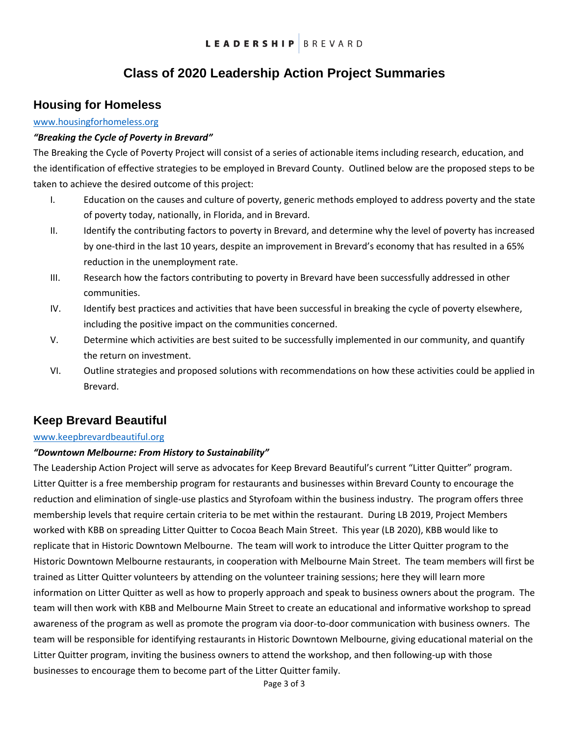# Class of 2020 Leadership Action Project Summaries

## Housing for Homeless

www.housingforhomeless.org

***"Breaking the Cycle of Poverty in Brevard"***

The Breaking the Cycle of Poverty Project will consist of a series of actionable items including research, education, and the identification of effective strategies to be employed in Brevard County. Outlined below are the proposed steps to be taken to achieve the desired outcome of this project:

I. Education on the causes and culture of poverty, generic methods employed to address poverty and the state of poverty today, nationally, in Florida, and in Brevard.

II. Identify the contributing factors to poverty in Brevard, and determine why the level of poverty has increased by one-third in the last 10 years, despite an improvement in Brevard's economy that has resulted in a 65% reduction in the unemployment rate.

III. Research how the factors contributing to poverty in Brevard have been successfully addressed in other communities.

IV. Identify best practices and activities that have been successful in breaking the cycle of poverty elsewhere, including the positive impact on the communities concerned.

V. Determine which activities are best suited to be successfully implemented in our community, and quantify the return on investment.

VI. Outline strategies and proposed solutions with recommendations on how these activities could be applied in Brevard.

## Keep Brevard Beautiful

www.keepbrevardbeautiful.org

***"Downtown Melbourne: From History to Sustainability"***

The Leadership Action Project will serve as advocates for Keep Brevard Beautiful's current "Litter Quitter" program. Litter Quitter is a free membership program for restaurants and businesses within Brevard County to encourage the reduction and elimination of single-use plastics and Styrofoam within the business industry. The program offers three membership levels that require certain criteria to be met within the restaurant. During LB 2019, Project Members worked with KBB on spreading Litter Quitter to Cocoa Beach Main Street. This year (LB 2020), KBB would like to replicate that in Historic Downtown Melbourne. The team will work to introduce the Litter Quitter program to the Historic Downtown Melbourne restaurants, in cooperation with Melbourne Main Street. The team members will first be trained as Litter Quitter volunteers by attending on the volunteer training sessions; here they will learn more information on Litter Quitter as well as how to properly approach and speak to business owners about the program. The team will then work with KBB and Melbourne Main Street to create an educational and informative workshop to spread awareness of the program as well as promote the program via door-to-door communication with business owners. The team will be responsible for identifying restaurants in Historic Downtown Melbourne, giving educational material on the Litter Quitter program, inviting the business owners to attend the workshop, and then following-up with those businesses to encourage them to become part of the Litter Quitter family.